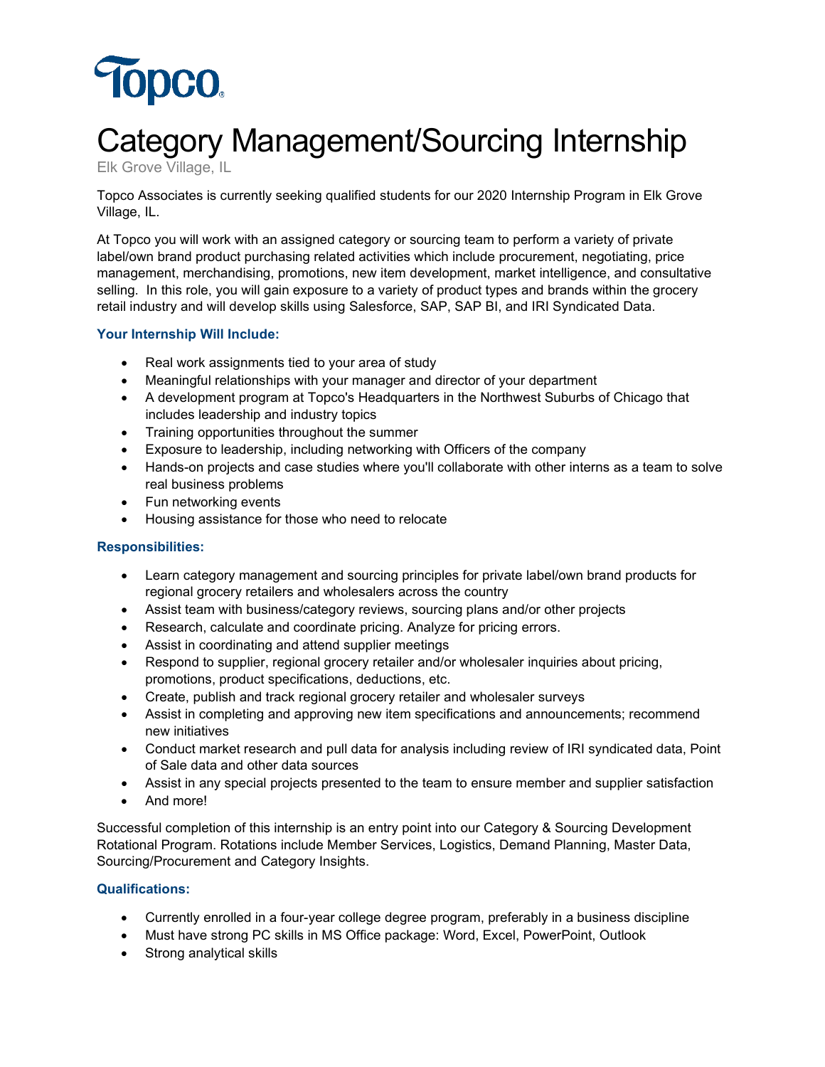Topco

# Category Management/Sourcing Internship

Elk Grove Village, IL

Topco Associates is currently seeking qualified students for our 2020 Internship Program in Elk Grove Village, IL.

At Topco you will work with an assigned category or sourcing team to perform a variety of private label/own brand product purchasing related activities which include procurement, negotiating, price management, merchandising, promotions, new item development, market intelligence, and consultative selling. In this role, you will gain exposure to a variety of product types and brands within the grocery retail industry and will develop skills using Salesforce, SAP, SAP BI, and IRI Syndicated Data.

### Your Internship Will Include:

- Real work assignments tied to your area of study
- Meaningful relationships with your manager and director of your department
- A development program at Topco's Headquarters in the Northwest Suburbs of Chicago that includes leadership and industry topics
- Training opportunities throughout the summer
- Exposure to leadership, including networking with Officers of the company
- Hands-on projects and case studies where you'll collaborate with other interns as a team to solve real business problems
- Fun networking events
- Housing assistance for those who need to relocate

### Responsibilities:

- Learn category management and sourcing principles for private label/own brand products for regional grocery retailers and wholesalers across the country
- Assist team with business/category reviews, sourcing plans and/or other projects
- Research, calculate and coordinate pricing. Analyze for pricing errors.
- Assist in coordinating and attend supplier meetings
- Respond to supplier, regional grocery retailer and/or wholesaler inquiries about pricing, promotions, product specifications, deductions, etc.
- Create, publish and track regional grocery retailer and wholesaler surveys
- Assist in completing and approving new item specifications and announcements; recommend new initiatives
- Conduct market research and pull data for analysis including review of IRI syndicated data, Point of Sale data and other data sources
- Assist in any special projects presented to the team to ensure member and supplier satisfaction
- And more!

Successful completion of this internship is an entry point into our Category & Sourcing Development Rotational Program. Rotations include Member Services, Logistics, Demand Planning, Master Data, Sourcing/Procurement and Category Insights.

### Qualifications:

- Currently enrolled in a four-year college degree program, preferably in a business discipline
- Must have strong PC skills in MS Office package: Word, Excel, PowerPoint, Outlook
- Strong analytical skills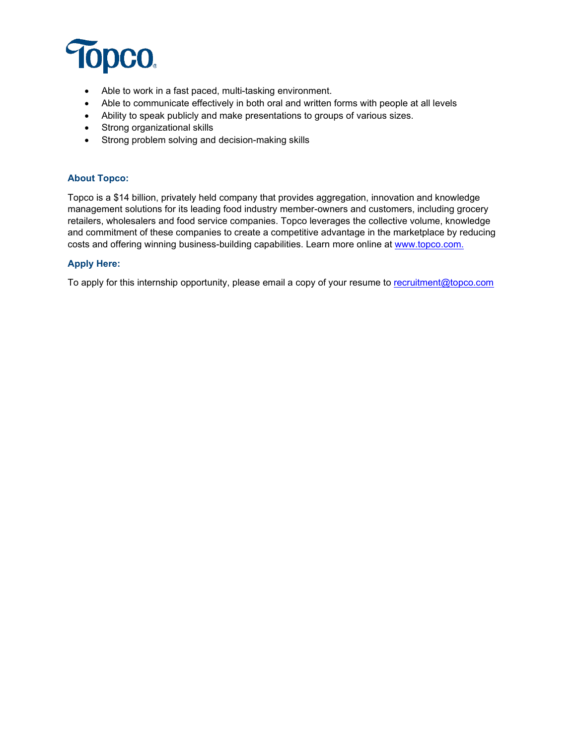- Able to work in a fast paced, multi-tasking environment.
- Able to communicate effectively in both oral and written forms with people at all levels
- Ability to speak publicly and make presentations to groups of various sizes.
- Strong organizational skills
- Strong problem solving and decision-making skills

### About Topco:

Topco is a $14 billion, privately held company that provides aggregation, innovation and knowledge management solutions for its leading food industry member-owners and customers, including grocery retailers, wholesalers and food service companies. Topco leverages the collective volume, knowledge and commitment of these companies to create a competitive advantage in the marketplace by reducing costs and offering winning business-building capabilities. Learn more online at www.topco.com.

### Apply Here:

To apply for this internship opportunity, please email a copy of your resume to recruitment@topco.com